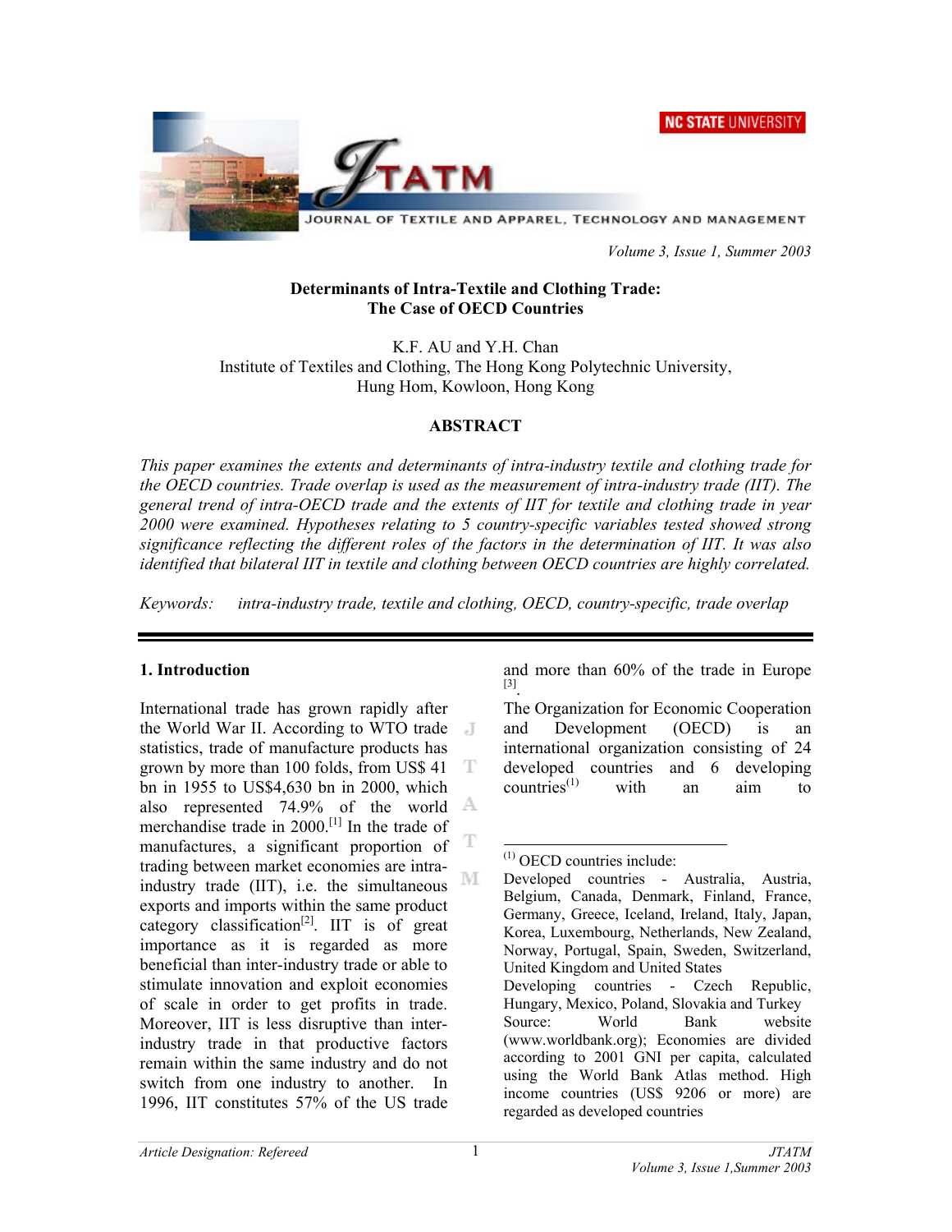# Determinants of Intra-Textile and Clothing Trade: The Case of OECD Countries

K.F. AU and Y.H. Chan
Institute of Textiles and Clothing, The Hong Kong Polytechnic University,
Hung Hom, Kowloon, Hong Kong

## ABSTRACT

*This paper examines the extents and determinants of intra-industry textile and clothing trade for the OECD countries. Trade overlap is used as the measurement of intra-industry trade (IIT). The general trend of intra-OECD trade and the extents of IIT for textile and clothing trade in year 2000 were examined. Hypotheses relating to 5 country-specific variables tested showed strong significance reflecting the different roles of the factors in the determination of IIT. It was also identified that bilateral IIT in textile and clothing between OECD countries are highly correlated.*

*Keywords:* *intra-industry trade, textile and clothing, OECD, country-specific, trade overlap*

## 1. Introduction

International trade has grown rapidly after the World War II. According to WTO trade statistics, trade of manufacture products has grown by more than 100 folds, from US$ 41 bn in 1955 to US$4,630 bn in 2000, which also represented 74.9% of the world merchandise trade in 2000.[1] In the trade of manufactures, a significant proportion of trading between market economies are intra-industry trade (IIT), i.e. the simultaneous exports and imports within the same product category classification[2]. IIT is of great importance as it is regarded as more beneficial than inter-industry trade or able to stimulate innovation and exploit economies of scale in order to get profits in trade. Moreover, IIT is less disruptive than inter-industry trade in that productive factors remain within the same industry and do not switch from one industry to another. In 1996, IIT constitutes 57% of the US trade and more than 60% of the trade in Europe [3].

The Organization for Economic Cooperation and Development (OECD) is an international organization consisting of 24 developed countries and 6 developing countries(1) with an aim to

(1) OECD countries include:
Developed countries - Australia, Austria, Belgium, Canada, Denmark, Finland, France, Germany, Greece, Iceland, Ireland, Italy, Japan, Korea, Luxembourg, Netherlands, New Zealand, Norway, Portugal, Spain, Sweden, Switzerland, United Kingdom and United States
Developing countries - Czech Republic, Hungary, Mexico, Poland, Slovakia and Turkey
Source: World Bank website (www.worldbank.org); Economies are divided according to 2001 GNI per capita, calculated using the World Bank Atlas method. High income countries (US$ 9206 or more) are regarded as developed countries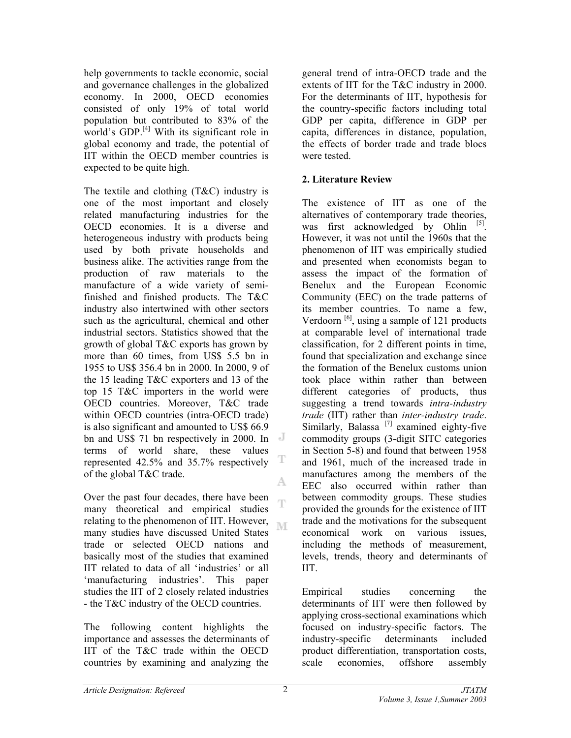help governments to tackle economic, social and governance challenges in the globalized economy. In 2000, OECD economies consisted of only 19% of total world population but contributed to 83% of the world's GDP.[4] With its significant role in global economy and trade, the potential of IIT within the OECD member countries is expected to be quite high.

The textile and clothing (T&C) industry is one of the most important and closely related manufacturing industries for the OECD economies. It is a diverse and heterogeneous industry with products being used by both private households and business alike. The activities range from the production of raw materials to the manufacture of a wide variety of semi-finished and finished products. The T&C industry also intertwined with other sectors such as the agricultural, chemical and other industrial sectors. Statistics showed that the growth of global T&C exports has grown by more than 60 times, from US$ 5.5 bn in 1955 to US$ 356.4 bn in 2000. In 2000, 9 of the 15 leading T&C exporters and 13 of the top 15 T&C importers in the world were OECD countries. Moreover, T&C trade within OECD countries (intra-OECD trade) is also significant and amounted to US$ 66.9 bn and US$ 71 bn respectively in 2000. In terms of world share, these values represented 42.5% and 35.7% respectively of the global T&C trade.

Over the past four decades, there have been many theoretical and empirical studies relating to the phenomenon of IIT. However, many studies have discussed United States trade or selected OECD nations and basically most of the studies that examined IIT related to data of all 'industries' or all 'manufacturing industries'. This paper studies the IIT of 2 closely related industries - the T&C industry of the OECD countries.

The following content highlights the importance and assesses the determinants of IIT of the T&C trade within the OECD countries by examining and analyzing the general trend of intra-OECD trade and the extents of IIT for the T&C industry in 2000. For the determinants of IIT, hypothesis for the country-specific factors including total GDP per capita, difference in GDP per capita, differences in distance, population, the effects of border trade and trade blocs were tested.

## 2. Literature Review

The existence of IIT as one of the alternatives of contemporary trade theories, was first acknowledged by Ohlin [5]. However, it was not until the 1960s that the phenomenon of IIT was empirically studied and presented when economists began to assess the impact of the formation of Benelux and the European Economic Community (EEC) on the trade patterns of its member countries. To name a few, Verdoorn [6], using a sample of 121 products at comparable level of international trade classification, for 2 different points in time, found that specialization and exchange since the formation of the Benelux customs union took place within rather than between different categories of products, thus suggesting a trend towards *intra-industry trade* (IIT) rather than *inter-industry trade*. Similarly, Balassa [7] examined eighty-five commodity groups (3-digit SITC categories in Section 5-8) and found that between 1958 and 1961, much of the increased trade in manufactures among the members of the EEC also occurred within rather than between commodity groups. These studies provided the grounds for the existence of IIT trade and the motivations for the subsequent economical work on various issues, including the methods of measurement, levels, trends, theory and determinants of IIT.

Empirical studies concerning the determinants of IIT were then followed by applying cross-sectional examinations which focused on industry-specific factors. The industry-specific determinants included product differentiation, transportation costs, scale economies, offshore assembly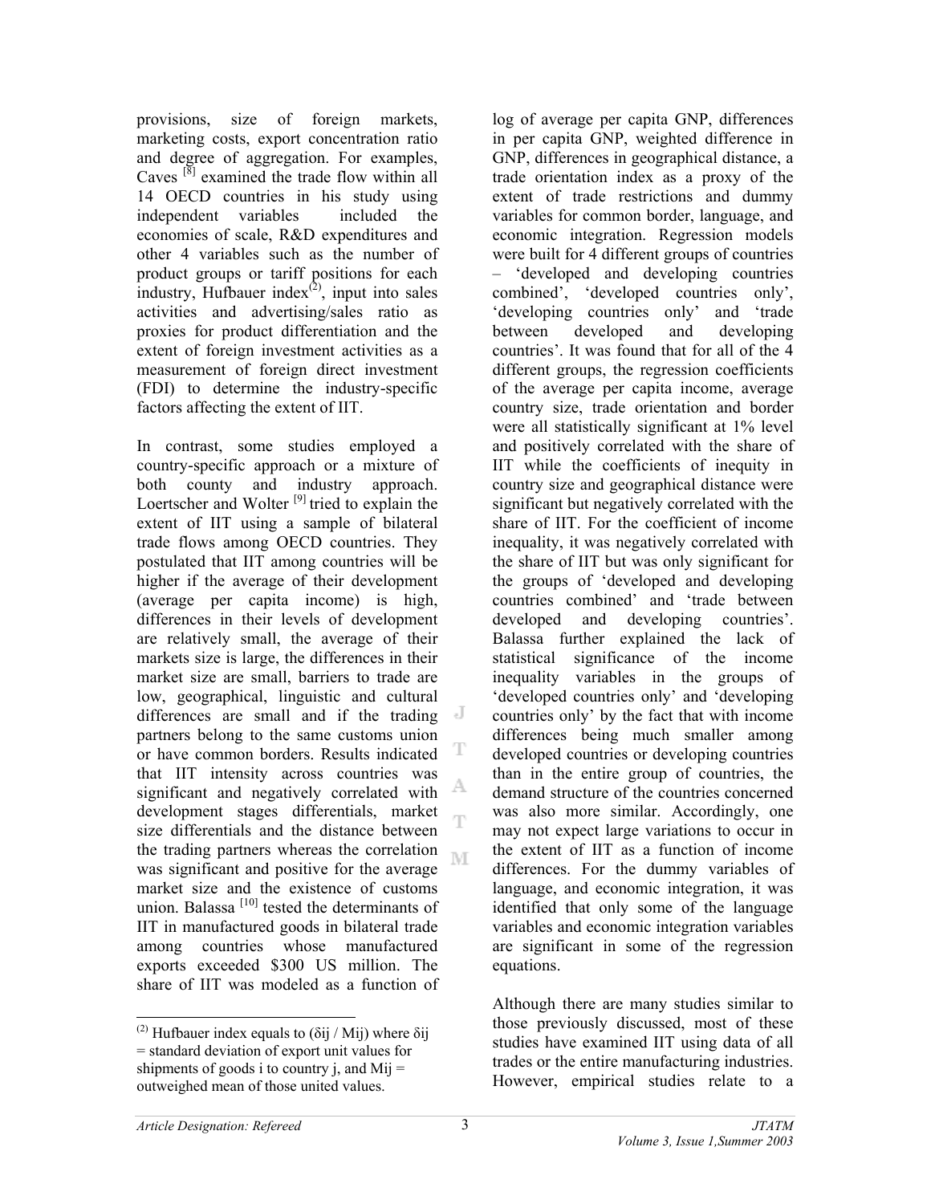provisions, size of foreign markets, marketing costs, export concentration ratio and degree of aggregation. For examples, Caves [8] examined the trade flow within all 14 OECD countries in his study using independent variables included the economies of scale, R&D expenditures and other 4 variables such as the number of product groups or tariff positions for each industry, Hufbauer index[(2)], input into sales activities and advertising/sales ratio as proxies for product differentiation and the extent of foreign investment activities as a measurement of foreign direct investment (FDI) to determine the industry-specific factors affecting the extent of IIT.

In contrast, some studies employed a country-specific approach or a mixture of both county and industry approach. Loertscher and Wolter [9] tried to explain the extent of IIT using a sample of bilateral trade flows among OECD countries. They postulated that IIT among countries will be higher if the average of their development (average per capita income) is high, differences in their levels of development are relatively small, the average of their markets size is large, the differences in their market size are small, barriers to trade are low, geographical, linguistic and cultural differences are small and if the trading partners belong to the same customs union or have common borders. Results indicated that IIT intensity across countries was significant and negatively correlated with development stages differentials, market size differentials and the distance between the trading partners whereas the correlation was significant and positive for the average market size and the existence of customs union. Balassa [10] tested the determinants of IIT in manufactured goods in bilateral trade among countries whose manufactured exports exceeded \$300 US million. The share of IIT was modeled as a function of log of average per capita GNP, differences in per capita GNP, weighted difference in GNP, differences in geographical distance, a trade orientation index as a proxy of the extent of trade restrictions and dummy variables for common border, language, and economic integration. Regression models were built for 4 different groups of countries – 'developed and developing countries combined', 'developed countries only', 'developing countries only' and 'trade between developed and developing countries'. It was found that for all of the 4 different groups, the regression coefficients of the average per capita income, average country size, trade orientation and border were all statistically significant at 1% level and positively correlated with the share of IIT while the coefficients of inequity in country size and geographical distance were significant but negatively correlated with the share of IIT. For the coefficient of income inequality, it was negatively correlated with the share of IIT but was only significant for the groups of 'developed and developing countries combined' and 'trade between developed and developing countries'. Balassa further explained the lack of statistical significance of the income inequality variables in the groups of 'developed countries only' and 'developing countries only' by the fact that with income differences being much smaller among developed countries or developing countries than in the entire group of countries, the demand structure of the countries concerned was also more similar. Accordingly, one may not expect large variations to occur in the extent of IIT as a function of income differences. For the dummy variables of language, and economic integration, it was identified that only some of the language variables and economic integration variables are significant in some of the regression equations.

Although there are many studies similar to those previously discussed, most of these studies have examined IIT using data of all trades or the entire manufacturing industries. However, empirical studies relate to a

---

(2) Hufbauer index equals to ($\delta_{ij}$ / $M_{ij}$) where $\delta_{ij}$ = standard deviation of export unit values for shipments of goods i to country j, and $M_{ij}$ = outweighed mean of those united values.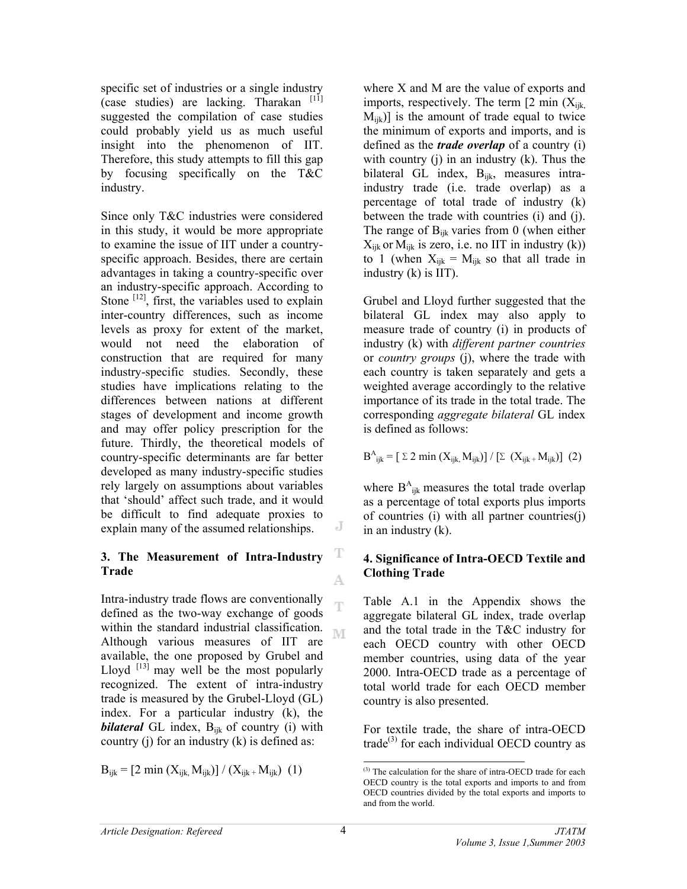specific set of industries or a single industry (case studies) are lacking. Tharakan [11] suggested the compilation of case studies could probably yield us as much useful insight into the phenomenon of IIT. Therefore, this study attempts to fill this gap by focusing specifically on the T&C industry.

Since only T&C industries were considered in this study, it would be more appropriate to examine the issue of IIT under a country-specific approach. Besides, there are certain advantages in taking a country-specific over an industry-specific approach. According to Stone [12], first, the variables used to explain inter-country differences, such as income levels as proxy for extent of the market, would not need the elaboration of construction that are required for many industry-specific studies. Secondly, these studies have implications relating to the differences between nations at different stages of development and income growth and may offer policy prescription for the future. Thirdly, the theoretical models of country-specific determinants are far better developed as many industry-specific studies rely largely on assumptions about variables that 'should' affect such trade, and it would be difficult to find adequate proxies to explain many of the assumed relationships.

### 3. The Measurement of Intra-Industry Trade

Intra-industry trade flows are conventionally defined as the two-way exchange of goods within the standard industrial classification. Although various measures of IIT are available, the one proposed by Grubel and Lloyd [13] may well be the most popularly recognized. The extent of intra-industry trade is measured by the Grubel-Lloyd (GL) index. For a particular industry (k), the ***bilateral*** GL index, $B_{ijk}$ of country (i) with country (j) for an industry (k) is defined as:

$$B_{ijk} = [2 \min (X_{ijk}, M_{ijk})] / (X_{ijk} + M_{ijk}) \quad (1)$$

where X and M are the value of exports and imports, respectively. The term $[2 \min (X_{ijk}, M_{ijk})]$ is the amount of trade equal to twice the minimum of exports and imports, and is defined as the ***trade overlap*** of a country (i) with country (j) in an industry (k). Thus the bilateral GL index, $B_{ijk}$, measures intra-industry trade (i.e. trade overlap) as a percentage of total trade of industry (k) between the trade with countries (i) and (j). The range of $B_{ijk}$ varies from 0 (when either $X_{ijk}$ or $M_{ijk}$ is zero, i.e. no IIT in industry (k)) to 1 (when $X_{ijk} = M_{ijk}$ so that all trade in industry (k) is IIT).

Grubel and Lloyd further suggested that the bilateral GL index may also apply to measure trade of country (i) in products of industry (k) with *different partner countries* or *country groups* (j), where the trade with each country is taken separately and gets a weighted average accordingly to the relative importance of its trade in the total trade. The corresponding *aggregate bilateral* GL index is defined as follows:

$$B^A_{ijk} = [\, \Sigma\, 2 \min (X_{ijk}, M_{ijk})] / [\Sigma\, (X_{ijk} + M_{ijk})] \quad (2)$$

where $B^A_{ijk}$ measures the total trade overlap as a percentage of total exports plus imports of countries (i) with all partner countries(j) in an industry (k).

### 4. Significance of Intra-OECD Textile and Clothing Trade

Table A.1 in the Appendix shows the aggregate bilateral GL index, trade overlap and the total trade in the T&C industry for each OECD country with other OECD member countries, using data of the year 2000. Intra-OECD trade as a percentage of total world trade for each OECD member country is also presented.

For textile trade, the share of intra-OECD trade[3] for each individual OECD country as

[3] The calculation for the share of intra-OECD trade for each OECD country is the total exports and imports to and from OECD countries divided by the total exports and imports to and from the world.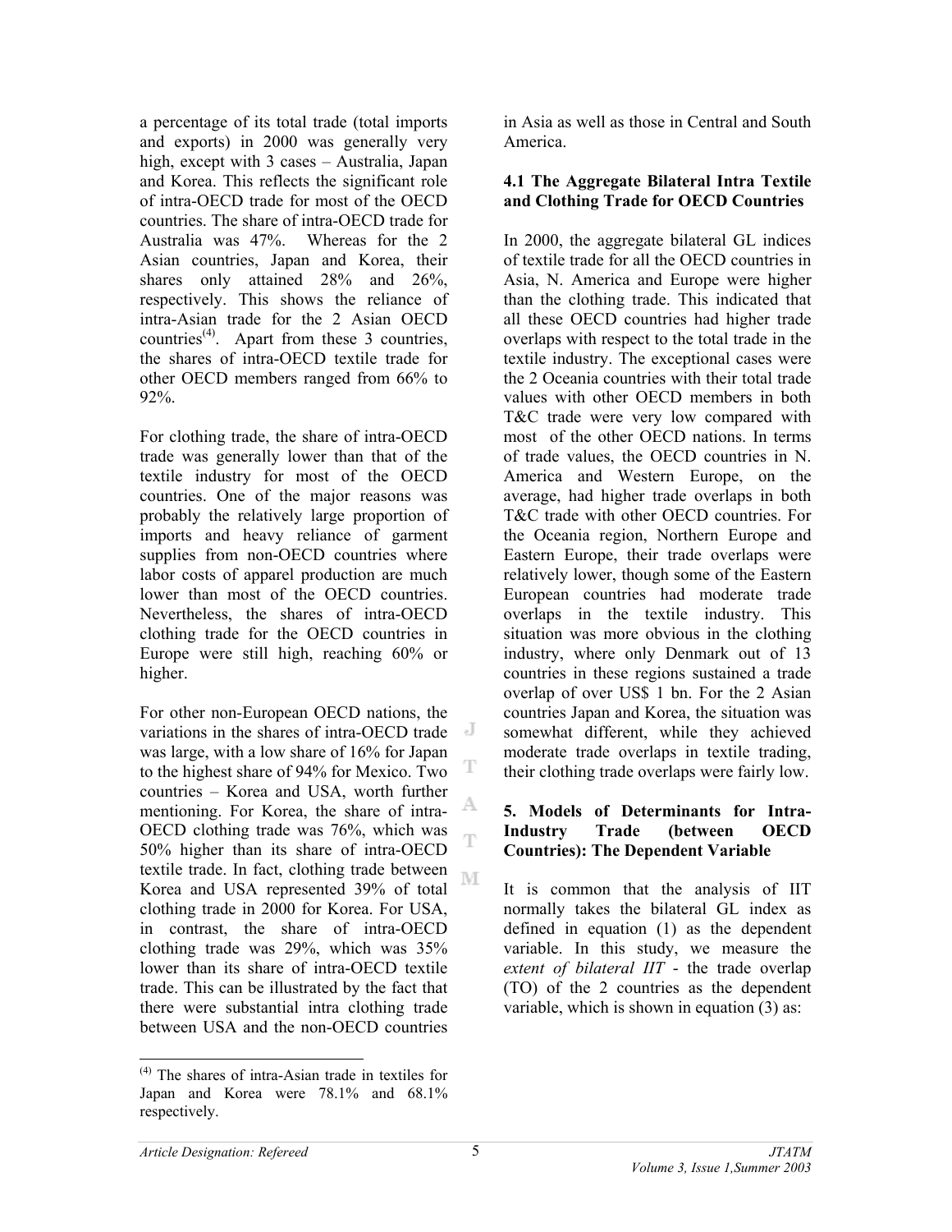a percentage of its total trade (total imports and exports) in 2000 was generally very high, except with 3 cases – Australia, Japan and Korea. This reflects the significant role of intra-OECD trade for most of the OECD countries. The share of intra-OECD trade for Australia was 47%. Whereas for the 2 Asian countries, Japan and Korea, their shares only attained 28% and 26%, respectively. This shows the reliance of intra-Asian trade for the 2 Asian OECD countries[(4)]. Apart from these 3 countries, the shares of intra-OECD textile trade for other OECD members ranged from 66% to 92%.

For clothing trade, the share of intra-OECD trade was generally lower than that of the textile industry for most of the OECD countries. One of the major reasons was probably the relatively large proportion of imports and heavy reliance of garment supplies from non-OECD countries where labor costs of apparel production are much lower than most of the OECD countries. Nevertheless, the shares of intra-OECD clothing trade for the OECD countries in Europe were still high, reaching 60% or higher.

For other non-European OECD nations, the variations in the shares of intra-OECD trade was large, with a low share of 16% for Japan to the highest share of 94% for Mexico. Two countries – Korea and USA, worth further mentioning. For Korea, the share of intra-OECD clothing trade was 76%, which was 50% higher than its share of intra-OECD textile trade. In fact, clothing trade between Korea and USA represented 39% of total clothing trade in 2000 for Korea. For USA, in contrast, the share of intra-OECD clothing trade was 29%, which was 35% lower than its share of intra-OECD textile trade. This can be illustrated by the fact that there were substantial intra clothing trade between USA and the non-OECD countries in Asia as well as those in Central and South America.

### 4.1 The Aggregate Bilateral Intra Textile and Clothing Trade for OECD Countries

In 2000, the aggregate bilateral GL indices of textile trade for all the OECD countries in Asia, N. America and Europe were higher than the clothing trade. This indicated that all these OECD countries had higher trade overlaps with respect to the total trade in the textile industry. The exceptional cases were the 2 Oceania countries with their total trade values with other OECD members in both T&C trade were very low compared with most of the other OECD nations. In terms of trade values, the OECD countries in N. America and Western Europe, on the average, had higher trade overlaps in both T&C trade with other OECD countries. For the Oceania region, Northern Europe and Eastern Europe, their trade overlaps were relatively lower, though some of the Eastern European countries had moderate trade overlaps in the textile industry. This situation was more obvious in the clothing industry, where only Denmark out of 13 countries in these regions sustained a trade overlap of over US$ 1 bn. For the 2 Asian countries Japan and Korea, the situation was somewhat different, while they achieved moderate trade overlaps in textile trading, their clothing trade overlaps were fairly low.

## 5. Models of Determinants for Intra-Industry Trade (between OECD Countries): The Dependent Variable

It is common that the analysis of IIT normally takes the bilateral GL index as defined in equation (1) as the dependent variable. In this study, we measure the *extent of bilateral IIT* - the trade overlap (TO) of the 2 countries as the dependent variable, which is shown in equation (3) as:

---

[(4)] The shares of intra-Asian trade in textiles for Japan and Korea were 78.1% and 68.1% respectively.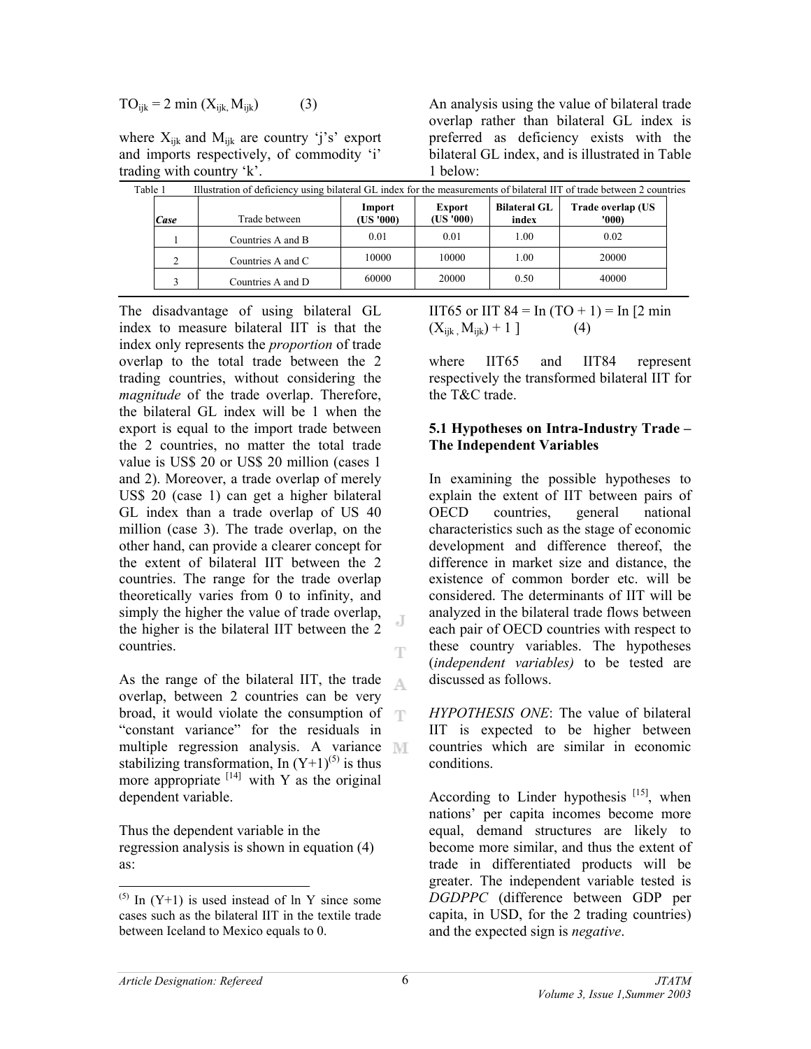$$TO_{ijk} = 2 \min (X_{ijk}, M_{ijk}) \qquad (3)$$

where $X_{ijk}$ and $M_{ijk}$ are country 'j's' export and imports respectively, of commodity 'i' trading with country 'k'.

An analysis using the value of bilateral trade overlap rather than bilateral GL index is preferred as deficiency exists with the bilateral GL index, and is illustrated in Table 1 below:

Table 1 Illustration of deficiency using bilateral GL index for the measurements of bilateral IIT of trade between 2 countries

| *Case* | Trade between | Import (US '000) | Export (US '000) | Bilateral GL index | Trade overlap (US '000) |
|---|---|---|---|---|---|
| 1 | Countries A and B | 0.01 | 0.01 | 1.00 | 0.02 |
| 2 | Countries A and C | 10000 | 10000 | 1.00 | 20000 |
| 3 | Countries A and D | 60000 | 20000 | 0.50 | 40000 |

The disadvantage of using bilateral GL index to measure bilateral IIT is that the index only represents the *proportion* of trade overlap to the total trade between the 2 trading countries, without considering the *magnitude* of the trade overlap. Therefore, the bilateral GL index will be 1 when the export is equal to the import trade between the 2 countries, no matter the total trade value is US$ 20 or US$ 20 million (cases 1 and 2). Moreover, a trade overlap of merely US$ 20 (case 1) can get a higher bilateral GL index than a trade overlap of US 40 million (case 3). The trade overlap, on the other hand, can provide a clearer concept for the extent of bilateral IIT between the 2 countries. The range for the trade overlap theoretically varies from 0 to infinity, and simply the higher the value of trade overlap, the higher is the bilateral IIT between the 2 countries.

As the range of the bilateral IIT, the trade overlap, between 2 countries can be very broad, it would violate the consumption of "constant variance" for the residuals in multiple regression analysis. A variance stabilizing transformation, In (Y+1)[5] is thus more appropriate [14] with Y as the original dependent variable.

Thus the dependent variable in the regression analysis is shown in equation (4) as:

$$IIT65 \text{ or } IIT84 = \ln (TO + 1) = \ln [2 \min (X_{ijk}, M_{ijk}) + 1] \qquad (4)$$

where IIT65 and IIT84 represent respectively the transformed bilateral IIT for the T&C trade.

### 5.1 Hypotheses on Intra-Industry Trade – The Independent Variables

In examining the possible hypotheses to explain the extent of IIT between pairs of OECD countries, general national characteristics such as the stage of economic development and difference thereof, the difference in market size and distance, the existence of common border etc. will be considered. The determinants of IIT will be analyzed in the bilateral trade flows between each pair of OECD countries with respect to these country variables. The hypotheses (*independent variables)* to be tested are discussed as follows.

*HYPOTHESIS ONE*: The value of bilateral IIT is expected to be higher between countries which are similar in economic conditions.

According to Linder hypothesis [15], when nations' per capita incomes become more equal, demand structures are likely to become more similar, and thus the extent of trade in differentiated products will be greater. The independent variable tested is *DGDPPC* (difference between GDP per capita, in USD, for the 2 trading countries) and the expected sign is *negative*.

---

[5] In (Y+1) is used instead of ln Y since some cases such as the bilateral IIT in the textile trade between Iceland to Mexico equals to 0.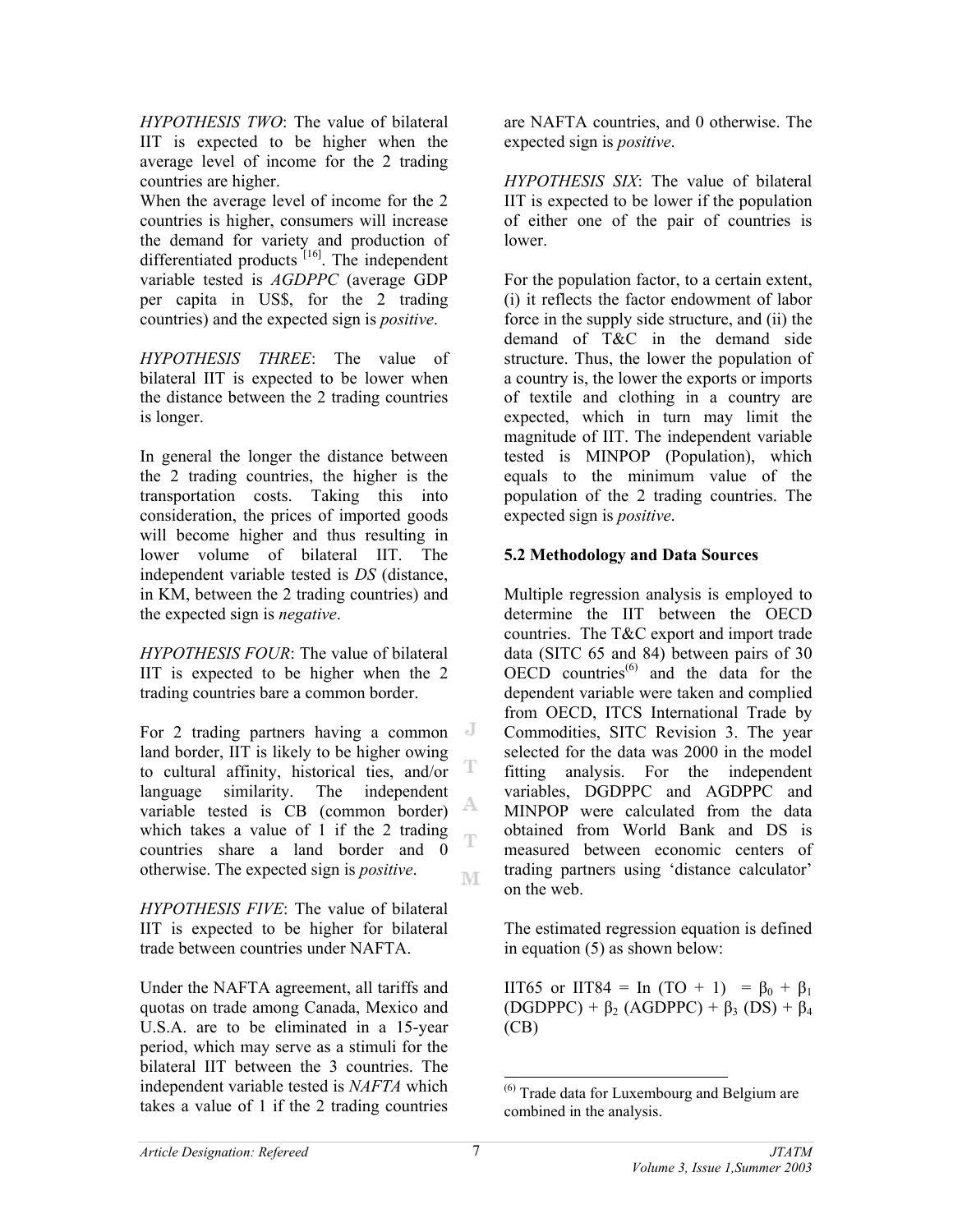*HYPOTHESIS TWO*: The value of bilateral IIT is expected to be higher when the average level of income for the 2 trading countries are higher.

When the average level of income for the 2 countries is higher, consumers will increase the demand for variety and production of differentiated products [16]. The independent variable tested is *AGDPPC* (average GDP per capita in US$, for the 2 trading countries) and the expected sign is *positive*.

*HYPOTHESIS THREE*: The value of bilateral IIT is expected to be lower when the distance between the 2 trading countries is longer.

In general the longer the distance between the 2 trading countries, the higher is the transportation costs. Taking this into consideration, the prices of imported goods will become higher and thus resulting in lower volume of bilateral IIT. The independent variable tested is *DS* (distance, in KM, between the 2 trading countries) and the expected sign is *negative*.

*HYPOTHESIS FOUR*: The value of bilateral IIT is expected to be higher when the 2 trading countries bare a common border.

For 2 trading partners having a common land border, IIT is likely to be higher owing to cultural affinity, historical ties, and/or language similarity. The independent variable tested is CB (common border) which takes a value of 1 if the 2 trading countries share a land border and 0 otherwise. The expected sign is *positive*.

*HYPOTHESIS FIVE*: The value of bilateral IIT is expected to be higher for bilateral trade between countries under NAFTA.

Under the NAFTA agreement, all tariffs and quotas on trade among Canada, Mexico and U.S.A. are to be eliminated in a 15-year period, which may serve as a stimuli for the bilateral IIT between the 3 countries. The independent variable tested is *NAFTA* which takes a value of 1 if the 2 trading countries are NAFTA countries, and 0 otherwise. The expected sign is *positive*.

*HYPOTHESIS SIX*: The value of bilateral IIT is expected to be lower if the population of either one of the pair of countries is lower.

For the population factor, to a certain extent, (i) it reflects the factor endowment of labor force in the supply side structure, and (ii) the demand of T&C in the demand side structure. Thus, the lower the population of a country is, the lower the exports or imports of textile and clothing in a country are expected, which in turn may limit the magnitude of IIT. The independent variable tested is MINPOP (Population), which equals to the minimum value of the population of the 2 trading countries. The expected sign is *positive*.

### 5.2 Methodology and Data Sources

Multiple regression analysis is employed to determine the IIT between the OECD countries. The T&C export and import trade data (SITC 65 and 84) between pairs of 30 OECD countries[6] and the data for the dependent variable were taken and complied from OECD, ITCS International Trade by Commodities, SITC Revision 3. The year selected for the data was 2000 in the model fitting analysis. For the independent variables, DGDPPC and AGDPPC and MINPOP were calculated from the data obtained from World Bank and DS is measured between economic centers of trading partners using 'distance calculator' on the web.

The estimated regression equation is defined in equation (5) as shown below:

$$IIT65 \text{ or } IIT84 = \ln(TO + 1) = \beta_0 + \beta_1 (DGDPPC) + \beta_2 (AGDPPC) + \beta_3 (DS) + \beta_4 (CB)$$

---

[6] Trade data for Luxembourg and Belgium are combined in the analysis.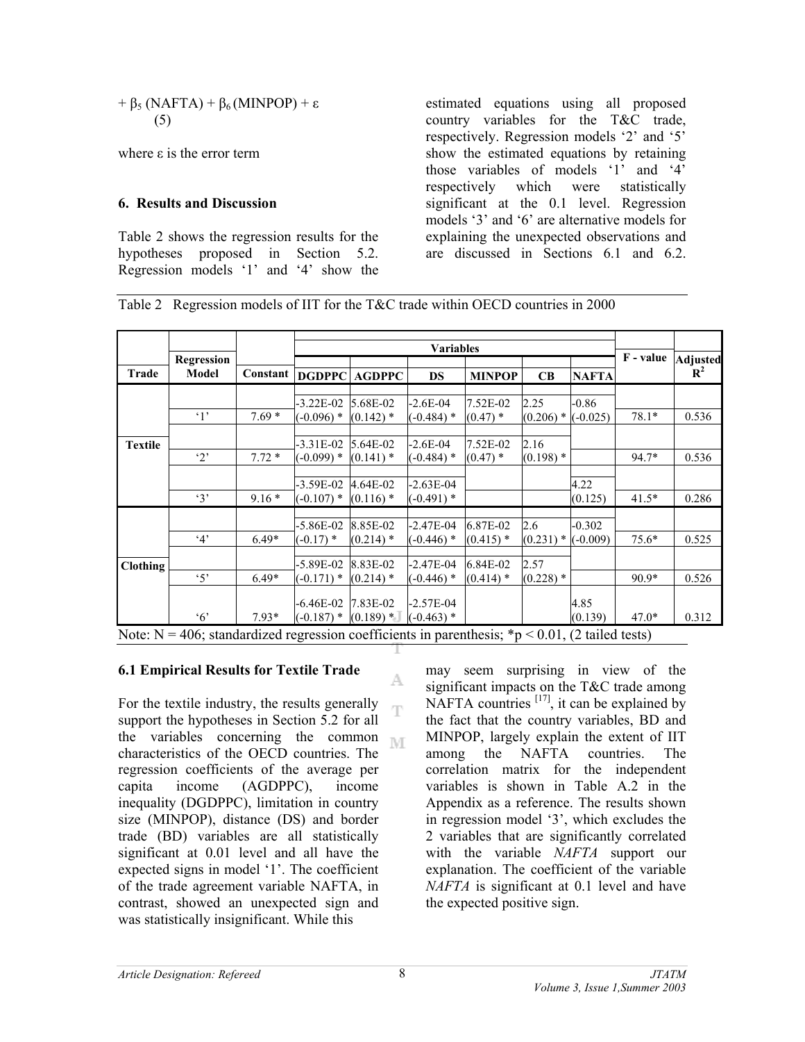$+ \beta_5 (NAFTA) + \beta_6 (MINPOP) + \varepsilon$ (5)

where ε is the error term

### 6. Results and Discussion

Table 2 shows the regression results for the hypotheses proposed in Section 5.2. Regression models '1' and '4' show the estimated equations using all proposed country variables for the T&C trade, respectively. Regression models '2' and '5' show the estimated equations by retaining those variables of models '1' and '4' respectively which were statistically significant at the 0.1 level. Regression models '3' and '6' are alternative models for explaining the unexpected observations and are discussed in Sections 6.1 and 6.2.

Table 2 Regression models of IIT for the T&C trade within OECD countries in 2000

| Trade | Regression Model | Constant | DGDPPC | AGDPPC | DS | MINPOP | CB | NAFTA | F - value | Adjusted $R^2$ |
|---|---|---|---|---|---|---|---|---|---|---|
| Textile | '1' | 7.69 * | -3.22E-02 (-0.096) * | 5.68E-02 (0.142) * | -2.6E-04 (-0.484) * | 7.52E-02 (0.47) * | 2.25 (0.206) * | -0.86 (-0.025) | 78.1* | 0.536 |
| | '2' | 7.72 * | -3.31E-02 (-0.099) * | 5.64E-02 (0.141) * | -2.6E-04 (-0.484) * | 7.52E-02 (0.47) * | 2.16 (0.198) * | | 94.7* | 0.536 |
| | '3' | 9.16 * | -3.59E-02 (-0.107) * | 4.64E-02 (0.116) * | -2.63E-04 (-0.491) * | | | 4.22 (0.125) | 41.5* | 0.286 |
| Clothing | '4' | 6.49* | -5.86E-02 (-0.17) * | 8.85E-02 (0.214) * | -2.47E-04 (-0.446) * | 6.87E-02 (0.415) * | 2.6 (0.231) * | -0.302 (-0.009) | 75.6* | 0.525 |
| | '5' | 6.49* | -5.89E-02 (-0.171) * | 8.83E-02 (0.214) * | -2.47E-04 (-0.446) * | 6.84E-02 (0.414) * | 2.57 (0.228) * | | 90.9* | 0.526 |
| | '6' | 7.93* | -6.46E-02 (-0.187) * | 7.83E-02 (0.189) * | -2.57E-04 (-0.463) * | | | 4.85 (0.139) | 47.0* | 0.312 |

Note: N = 406; standardized regression coefficients in parenthesis; *p < 0.01, (2 tailed tests)

### 6.1 Empirical Results for Textile Trade

For the textile industry, the results generally support the hypotheses in Section 5.2 for all the variables concerning the common characteristics of the OECD countries. The regression coefficients of the average per capita income (AGDPPC), income inequality (DGDPPC), limitation in country size (MINPOP), distance (DS) and border trade (BD) variables are all statistically significant at 0.01 level and all have the expected signs in model '1'. The coefficient of the trade agreement variable NAFTA, in contrast, showed an unexpected sign and was statistically insignificant. While this may seem surprising in view of the significant impacts on the T&C trade among NAFTA countries [17], it can be explained by the fact that the country variables, BD and MINPOP, largely explain the extent of IIT among the NAFTA countries. The correlation matrix for the independent variables is shown in Table A.2 in the Appendix as a reference. The results shown in regression model '3', which excludes the 2 variables that are significantly correlated with the variable *NAFTA* support our explanation. The coefficient of the variable *NAFTA* is significant at 0.1 level and have the expected positive sign.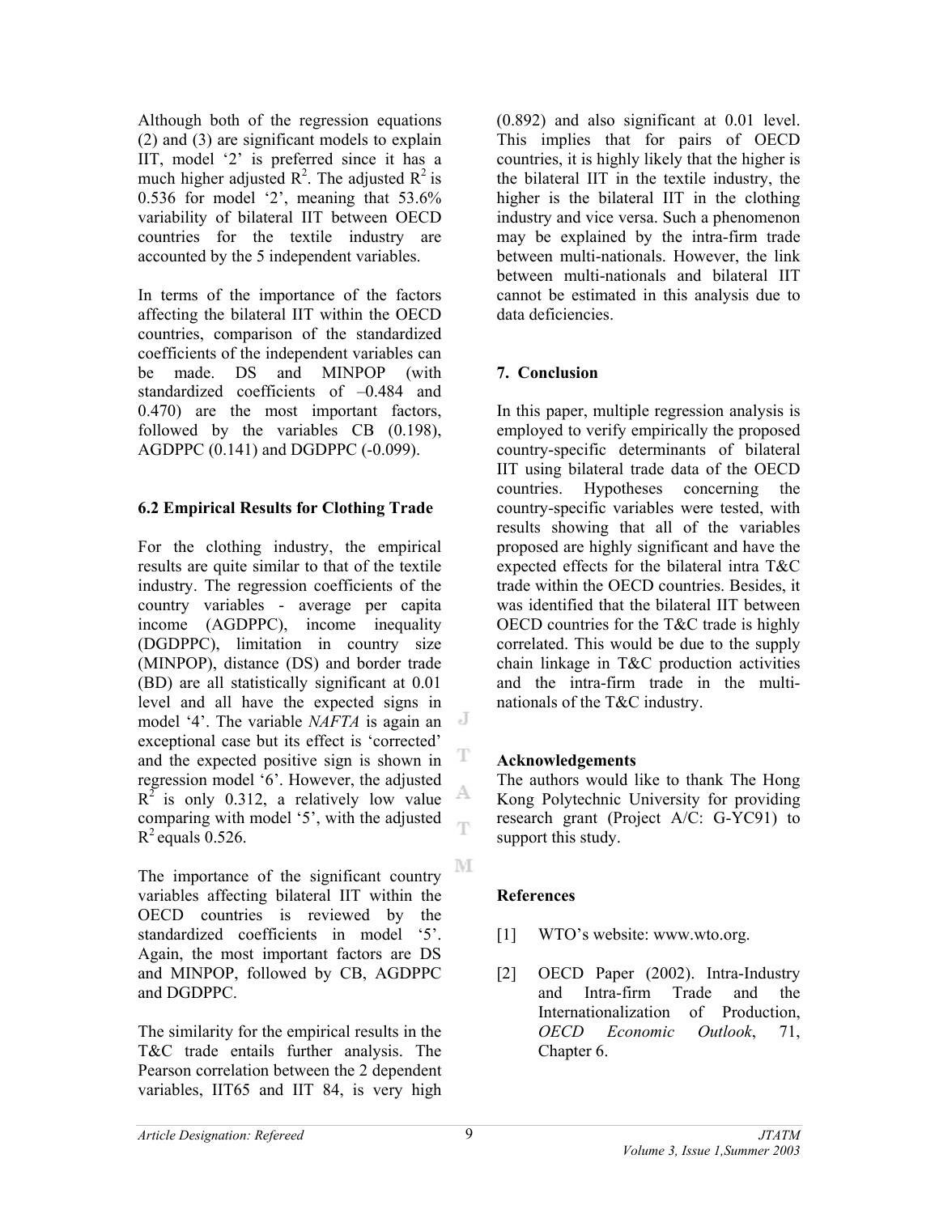Although both of the regression equations (2) and (3) are significant models to explain IIT, model '2' is preferred since it has a much higher adjusted $R^2$. The adjusted $R^2$ is 0.536 for model '2', meaning that 53.6% variability of bilateral IIT between OECD countries for the textile industry are accounted by the 5 independent variables.

In terms of the importance of the factors affecting the bilateral IIT within the OECD countries, comparison of the standardized coefficients of the independent variables can be made. DS and MINPOP (with standardized coefficients of –0.484 and 0.470) are the most important factors, followed by the variables CB (0.198), AGDPPC (0.141) and DGDPPC (-0.099).

### 6.2 Empirical Results for Clothing Trade

For the clothing industry, the empirical results are quite similar to that of the textile industry. The regression coefficients of the country variables - average per capita income (AGDPPC), income inequality (DGDPPC), limitation in country size (MINPOP), distance (DS) and border trade (BD) are all statistically significant at 0.01 level and all have the expected signs in model '4'. The variable *NAFTA* is again an exceptional case but its effect is 'corrected' and the expected positive sign is shown in regression model '6'. However, the adjusted $R^2$ is only 0.312, a relatively low value comparing with model '5', with the adjusted $R^2$ equals 0.526.

The importance of the significant country variables affecting bilateral IIT within the OECD countries is reviewed by the standardized coefficients in model '5'. Again, the most important factors are DS and MINPOP, followed by CB, AGDPPC and DGDPPC.

The similarity for the empirical results in the T&C trade entails further analysis. The Pearson correlation between the 2 dependent variables, IIT65 and IIT 84, is very high (0.892) and also significant at 0.01 level. This implies that for pairs of OECD countries, it is highly likely that the higher is the bilateral IIT in the textile industry, the higher is the bilateral IIT in the clothing industry and vice versa. Such a phenomenon may be explained by the intra-firm trade between multi-nationals. However, the link between multi-nationals and bilateral IIT cannot be estimated in this analysis due to data deficiencies.

## 7. Conclusion

In this paper, multiple regression analysis is employed to verify empirically the proposed country-specific determinants of bilateral IIT using bilateral trade data of the OECD countries. Hypotheses concerning the country-specific variables were tested, with results showing that all of the variables proposed are highly significant and have the expected effects for the bilateral intra T&C trade within the OECD countries. Besides, it was identified that the bilateral IIT between OECD countries for the T&C trade is highly correlated. This would be due to the supply chain linkage in T&C production activities and the intra-firm trade in the multi-nationals of the T&C industry.

## Acknowledgements

The authors would like to thank The Hong Kong Polytechnic University for providing research grant (Project A/C: G-YC91) to support this study.

## References

[1] WTO's website: www.wto.org.

[2] OECD Paper (2002). Intra-Industry and Intra-firm Trade and the Internationalization of Production, *OECD Economic Outlook*, 71, Chapter 6.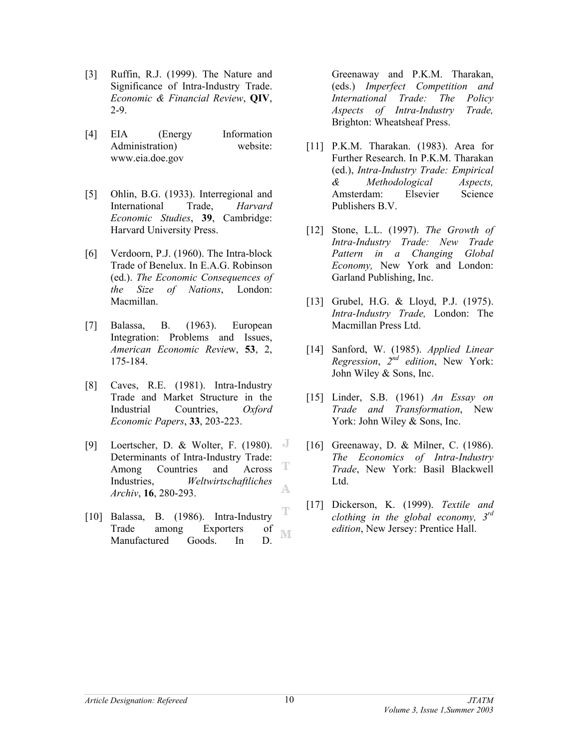[3] Ruffin, R.J. (1999). The Nature and Significance of Intra-Industry Trade. *Economic & Financial Review*, **QIV**, 2-9.

[4] EIA (Energy Information Administration) website: www.eia.doe.gov

[5] Ohlin, B.G. (1933). Interregional and International Trade, *Harvard Economic Studies*, **39**, Cambridge: Harvard University Press.

[6] Verdoorn, P.J. (1960). The Intra-block Trade of Benelux. In E.A.G. Robinson (ed.). *The Economic Consequences of the Size of Nations*, London: Macmillan.

[7] Balassa, B. (1963). European Integration: Problems and Issues, *American Economic Revie*w, **53**, 2, 175-184.

[8] Caves, R.E. (1981). Intra-Industry Trade and Market Structure in the Industrial Countries, *Oxford Economic Papers*, **33**, 203-223.

[9] Loertscher, D. & Wolter, F. (1980). Determinants of Intra-Industry Trade: Among Countries and Across Industries, *Weltwirtschaftliches Archiv*, **16**, 280-293.

[10] Balassa, B. (1986). Intra-Industry Trade among Exporters of Manufactured Goods. In D. Greenaway and P.K.M. Tharakan, (eds.) *Imperfect Competition and International Trade: The Policy Aspects of Intra-Industry Trade,* Brighton: Wheatsheaf Press.

[11] P.K.M. Tharakan. (1983). Area for Further Research. In P.K.M. Tharakan (ed.), *Intra-Industry Trade: Empirical & Methodological Aspects,* Amsterdam: Elsevier Science Publishers B.V.

[12] Stone, L.L. (1997). *The Growth of Intra-Industry Trade: New Trade Pattern in a Changing Global Economy,* New York and London: Garland Publishing, Inc.

[13] Grubel, H.G. & Lloyd, P.J. (1975). *Intra-Industry Trade,* London: The Macmillan Press Ltd.

[14] Sanford, W. (1985). *Applied Linear Regression*, *2nd edition*, New York: John Wiley & Sons, Inc.

[15] Linder, S.B. (1961) *An Essay on Trade and Transformation*, New York: John Wiley & Sons, Inc.

[16] Greenaway, D. & Milner, C. (1986). *The Economics of Intra-Industry Trade*, New York: Basil Blackwell Ltd.

[17] Dickerson, K. (1999). *Textile and clothing in the global economy, 3rd edition*, New Jersey: Prentice Hall.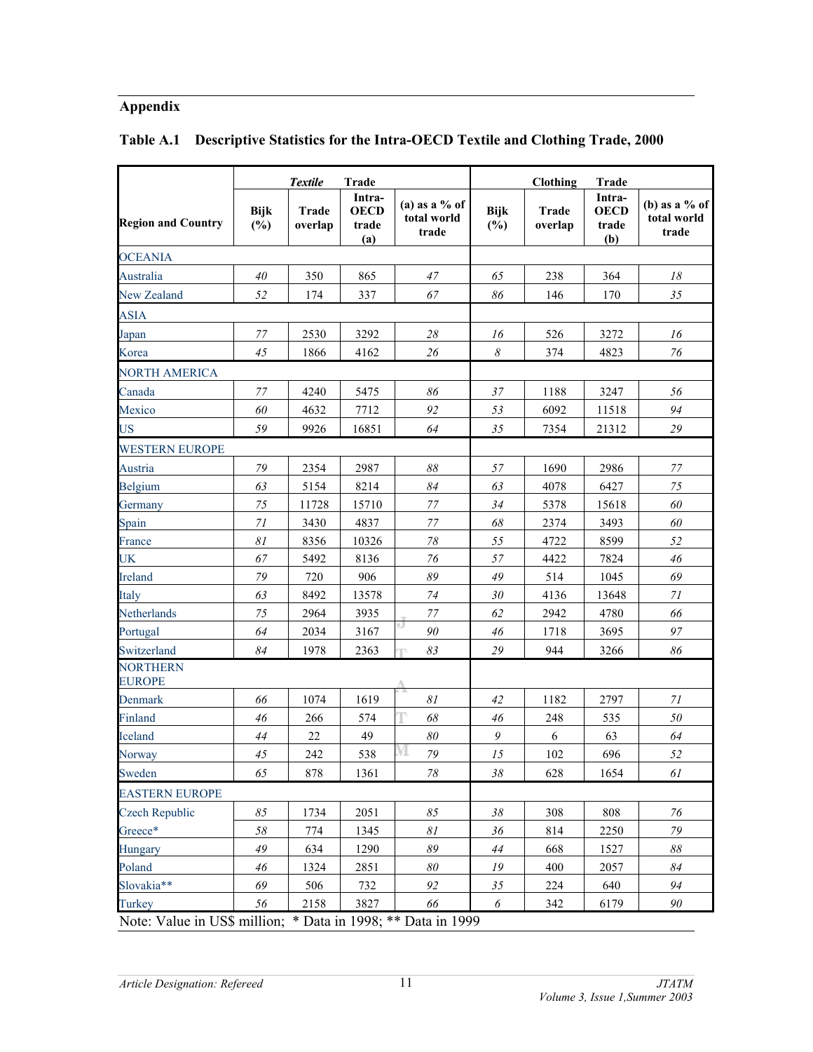## Appendix

**Table A.1 Descriptive Statistics for the Intra-OECD Textile and Clothing Trade, 2000**

| Region and Country | *Textile* Trade | | | | Clothing Trade | | | |
|---|---|---|---|---|---|---|---|---|
| | Bijk (%) | Trade overlap | Intra-OECD trade (a) | (a) as a % of total world trade | Bijk (%) | Trade overlap | Intra-OECD trade (b) | (b) as a % of total world trade |
| OCEANIA | | | | | | | | |
| Australia | *40* | 350 | 865 | *47* | *65* | 238 | 364 | *18* |
| New Zealand | *52* | 174 | 337 | *67* | *86* | 146 | 170 | *35* |
| ASIA | | | | | | | | |
| Japan | *77* | 2530 | 3292 | *28* | *16* | 526 | 3272 | *16* |
| Korea | *45* | 1866 | 4162 | *26* | *8* | 374 | 4823 | *76* |
| NORTH AMERICA | | | | | | | | |
| Canada | *77* | 4240 | 5475 | *86* | *37* | 1188 | 3247 | *56* |
| Mexico | *60* | 4632 | 7712 | *92* | *53* | 6092 | 11518 | *94* |
| US | *59* | 9926 | 16851 | *64* | *35* | 7354 | 21312 | *29* |
| WESTERN EUROPE | | | | | | | | |
| Austria | *79* | 2354 | 2987 | *88* | *57* | 1690 | 2986 | *77* |
| Belgium | *63* | 5154 | 8214 | *84* | *63* | 4078 | 6427 | *75* |
| Germany | *75* | 11728 | 15710 | *77* | *34* | 5378 | 15618 | *60* |
| Spain | *71* | 3430 | 4837 | *77* | *68* | 2374 | 3493 | *60* |
| France | *81* | 8356 | 10326 | *78* | *55* | 4722 | 8599 | *52* |
| UK | *67* | 5492 | 8136 | *76* | *57* | 4422 | 7824 | *46* |
| Ireland | *79* | 720 | 906 | *89* | *49* | 514 | 1045 | *69* |
| Italy | *63* | 8492 | 13578 | *74* | *30* | 4136 | 13648 | *71* |
| Netherlands | *75* | 2964 | 3935 | *77* | *62* | 2942 | 4780 | *66* |
| Portugal | *64* | 2034 | 3167 | *90* | *46* | 1718 | 3695 | *97* |
| Switzerland | *84* | 1978 | 2363 | *83* | *29* | 944 | 3266 | *86* |
| NORTHERN EUROPE | | | | | | | | |
| Denmark | *66* | 1074 | 1619 | *81* | *42* | 1182 | 2797 | *71* |
| Finland | *46* | 266 | 574 | *68* | *46* | 248 | 535 | *50* |
| Iceland | *44* | 22 | 49 | *80* | *9* | 6 | 63 | *64* |
| Norway | *45* | 242 | 538 | *79* | *15* | 102 | 696 | *52* |
| Sweden | *65* | 878 | 1361 | *78* | *38* | 628 | 1654 | *61* |
| EASTERN EUROPE | | | | | | | | |
| Czech Republic | *85* | 1734 | 2051 | *85* | *38* | 308 | 808 | *76* |
| Greece* | *58* | 774 | 1345 | *81* | *36* | 814 | 2250 | *79* |
| Hungary | *49* | 634 | 1290 | *89* | *44* | 668 | 1527 | *88* |
| Poland | *46* | 1324 | 2851 | *80* | *19* | 400 | 2057 | *84* |
| Slovakia** | *69* | 506 | 732 | *92* | *35* | 224 | 640 | *94* |
| Turkey | *56* | 2158 | 3827 | *66* | *6* | 342 | 6179 | *90* |

Note: Value in US$ million; * Data in 1998; ** Data in 1999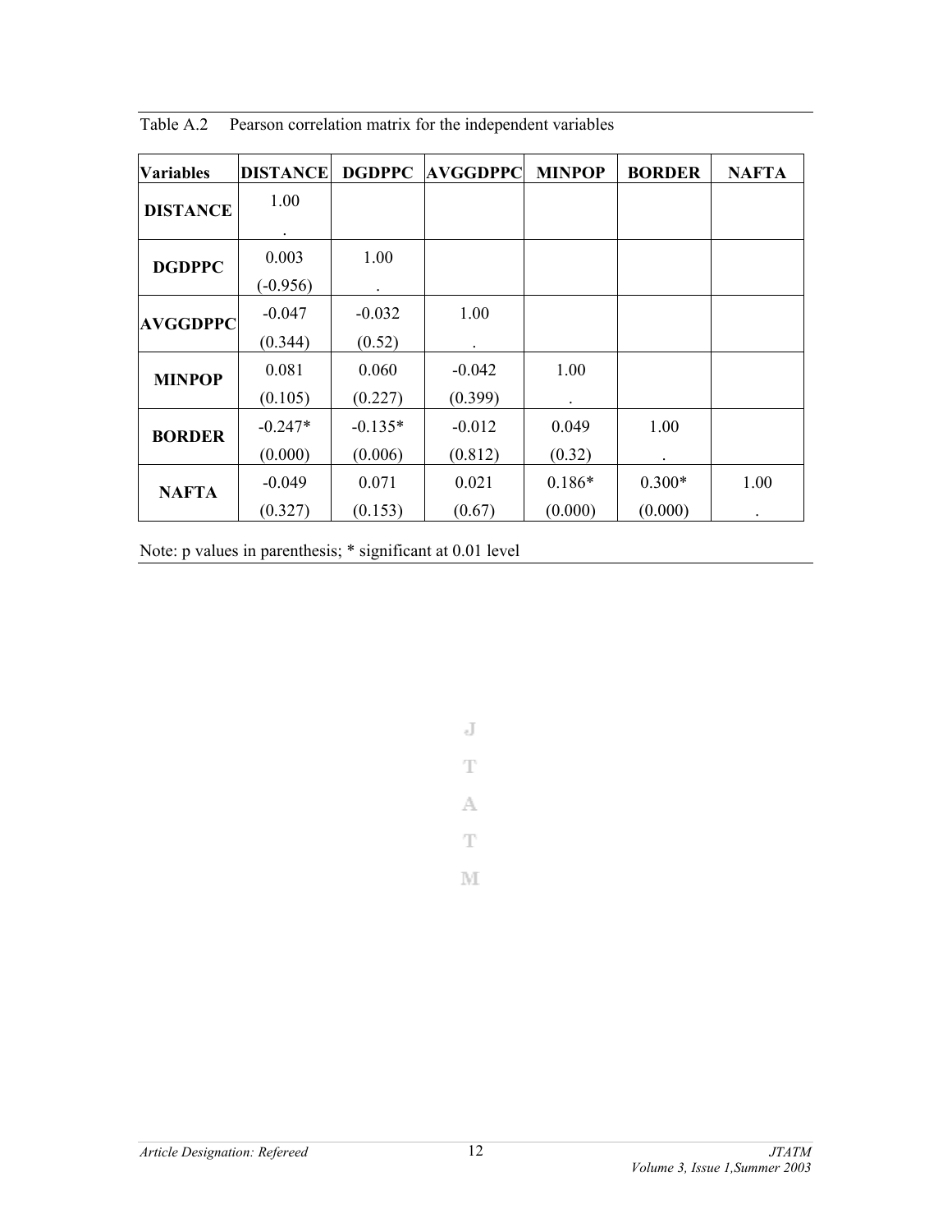Table A.2 Pearson correlation matrix for the independent variables

| Variables | DISTANCE | DGDPPC | AVGGDPPC | MINPOP | BORDER | NAFTA |
|---|---|---|---|---|---|---|
| **DISTANCE** | 1.00<br>. | | | | | |
| **DGDPPC** | 0.003<br>(-0.956) | 1.00<br>. | | | | |
| **AVGGDPPC** | -0.047<br>(0.344) | -0.032<br>(0.52) | 1.00<br>. | | | |
| **MINPOP** | 0.081<br>(0.105) | 0.060<br>(0.227) | -0.042<br>(0.399) | 1.00<br>. | | |
| **BORDER** | -0.247*<br>(0.000) | -0.135*<br>(0.006) | -0.012<br>(0.812) | 0.049<br>(0.32) | 1.00<br>. | |
| **NAFTA** | -0.049<br>(0.327) | 0.071<br>(0.153) | 0.021<br>(0.67) | 0.186*<br>(0.000) | 0.300*<br>(0.000) | 1.00<br>. |

Note: p values in parenthesis; * significant at 0.01 level